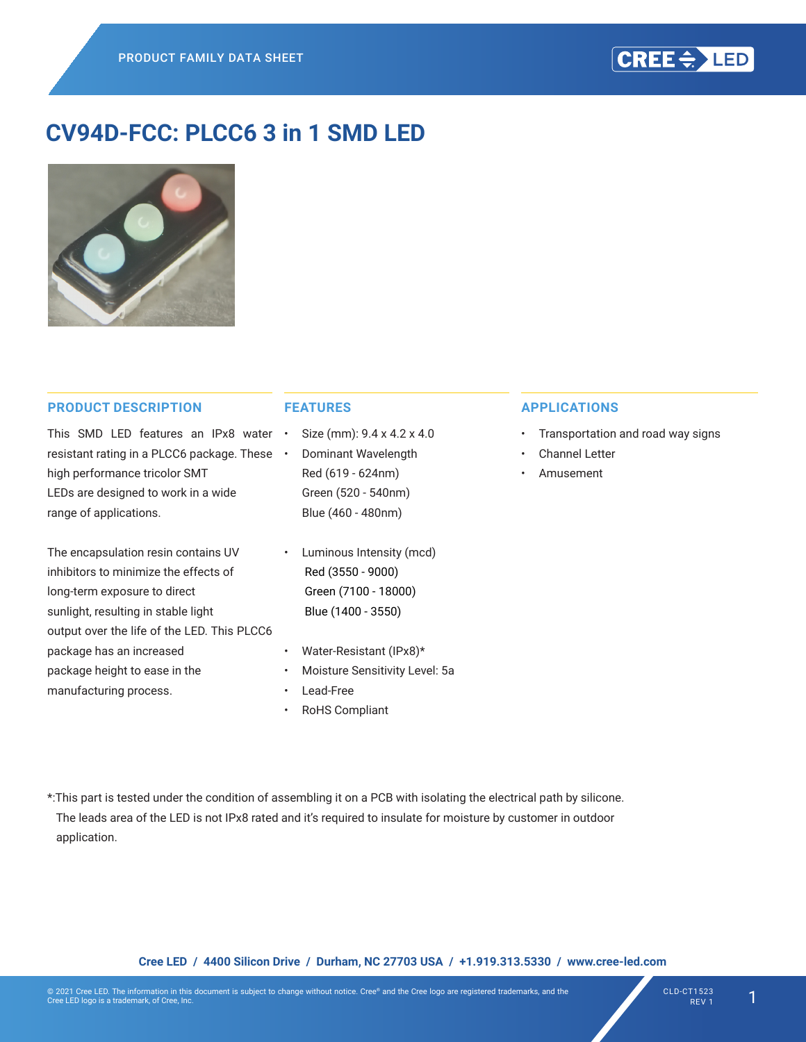# CV94D-FCC: PLCC6 3 in 1 SMD LED

## PRODUCT DESCRIPTION

This SMD LED features an IPx8 water resistant rating in a PLCC6 package. These high performance tricolor SMT LEDs are designed to work in a wide range of applications.

The encapsulation resin contains UV inhibitors to minimize the effects of long-term exposure to direct sunlight, resulting in stable light output over the life of the LED. This PLCC6 package has an increased package height to ease in the manufacturing process.

## FEATURES

- Size (mm): 9.4 x 4.2 x 4.0
- Dominant Wavelength
  Red (619 - 624nm)
  Green (520 - 540nm)
  Blue (460 - 480nm)
- Luminous Intensity (mcd)
  Red (3550 - 9000)
  Green (7100 - 18000)
  Blue (1400 - 3550)
- Water-Resistant (IPx8)*
- Moisture Sensitivity Level: 5a
- Lead-Free
- RoHS Compliant

## APPLICATIONS

- Transportation and road way signs
- Channel Letter
- Amusement

*:This part is tested under the condition of assembling it on a PCB with isolating the electrical path by silicone. The leads area of the LED is not IPx8 rated and it's required to insulate for moisture by customer in outdoor application.

**Cree LED / 4400 Silicon Drive / Durham, NC 27703 USA / +1.919.313.5330 / www.cree-led.com**

© 2021 Cree LED. The information in this document is subject to change without notice. Cree® and the Cree logo are registered trademarks, and the Cree LED logo is a trademark, of Cree, Inc.

CLD-CT1523 REV 1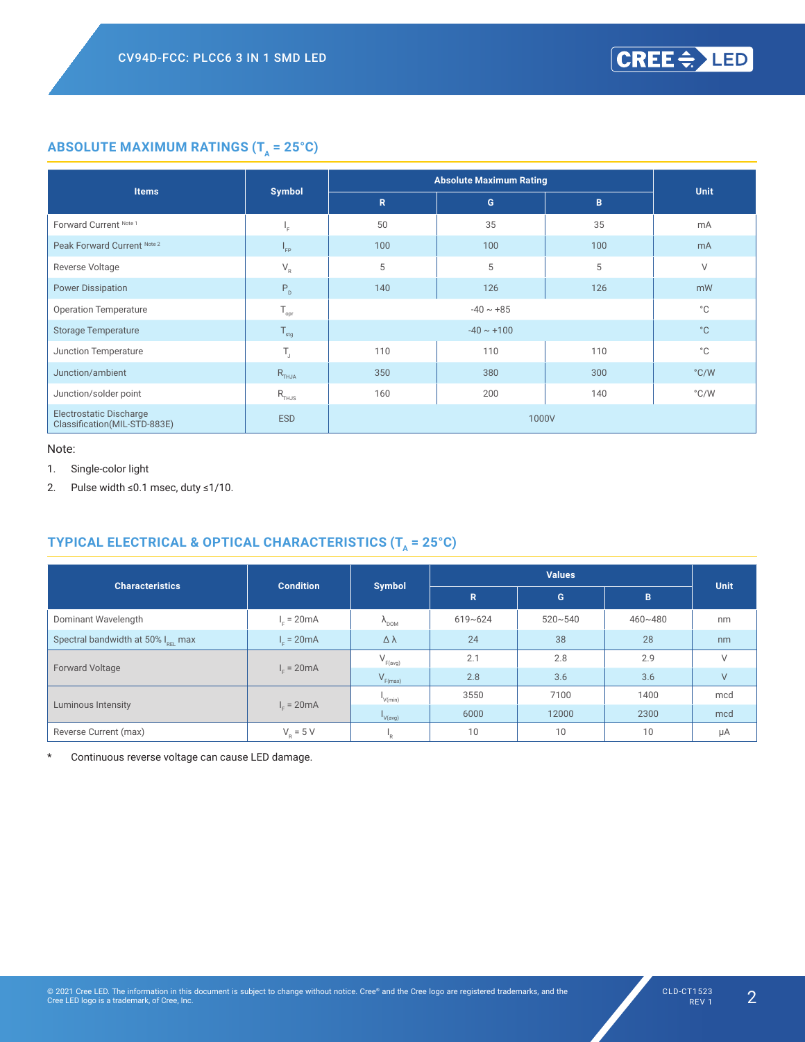## ABSOLUTE MAXIMUM RATINGS ($T_A$ = 25°C)

| Items | Symbol | Absolute Maximum Rating | | | Unit |
|---|---|---|---|---|---|
| | | R | G | B | |
| Forward Current Note 1 | $I_F$ | 50 | 35 | 35 | mA |
| Peak Forward Current Note 2 | $I_{FP}$ | 100 | 100 | 100 | mA |
| Reverse Voltage | $V_R$ | 5 | 5 | 5 | V |
| Power Dissipation | $P_D$ | 140 | 126 | 126 | mW |
| Operation Temperature | $T_{opr}$ | -40 ~ +85 | | | °C |
| Storage Temperature | $T_{stg}$ | -40 ~ +100 | | | °C |
| Junction Temperature | $T_J$ | 110 | 110 | 110 | °C |
| Junction/ambient | $R_{THJA}$ | 350 | 380 | 300 | °C/W |
| Junction/solder point | $R_{THJS}$ | 160 | 200 | 140 | °C/W |
| Electrostatic Discharge Classification(MIL-STD-883E) | ESD | 1000V | | | |

Note:

1. Single-color light
2. Pulse width ≤0.1 msec, duty ≤1/10.

## TYPICAL ELECTRICAL & OPTICAL CHARACTERISTICS ($T_A$ = 25°C)

| Characteristics | Condition | Symbol | Values | | | Unit |
|---|---|---|---|---|---|---|
| | | | R | G | B | |
| Dominant Wavelength | $I_F$ = 20mA | $\lambda_{DOM}$ | 619~624 | 520~540 | 460~480 | nm |
| Spectral bandwidth at 50% $I_{REL}$ max | $I_F$ = 20mA | $\Delta\lambda$ | 24 | 38 | 28 | nm |
| Forward Voltage | $I_F$ = 20mA | $V_{F(avg)}$ | 2.1 | 2.8 | 2.9 | V |
| | | $V_{F(max)}$ | 2.8 | 3.6 | 3.6 | V |
| Luminous Intensity | $I_F$ = 20mA | $I_{V(min)}$ | 3550 | 7100 | 1400 | mcd |
| | | $I_{V(avg)}$ | 6000 | 12000 | 2300 | mcd |
| Reverse Current (max) | $V_R$ = 5 V | $I_R$ | 10 | 10 | 10 | μA |

* Continuous reverse voltage can cause LED damage.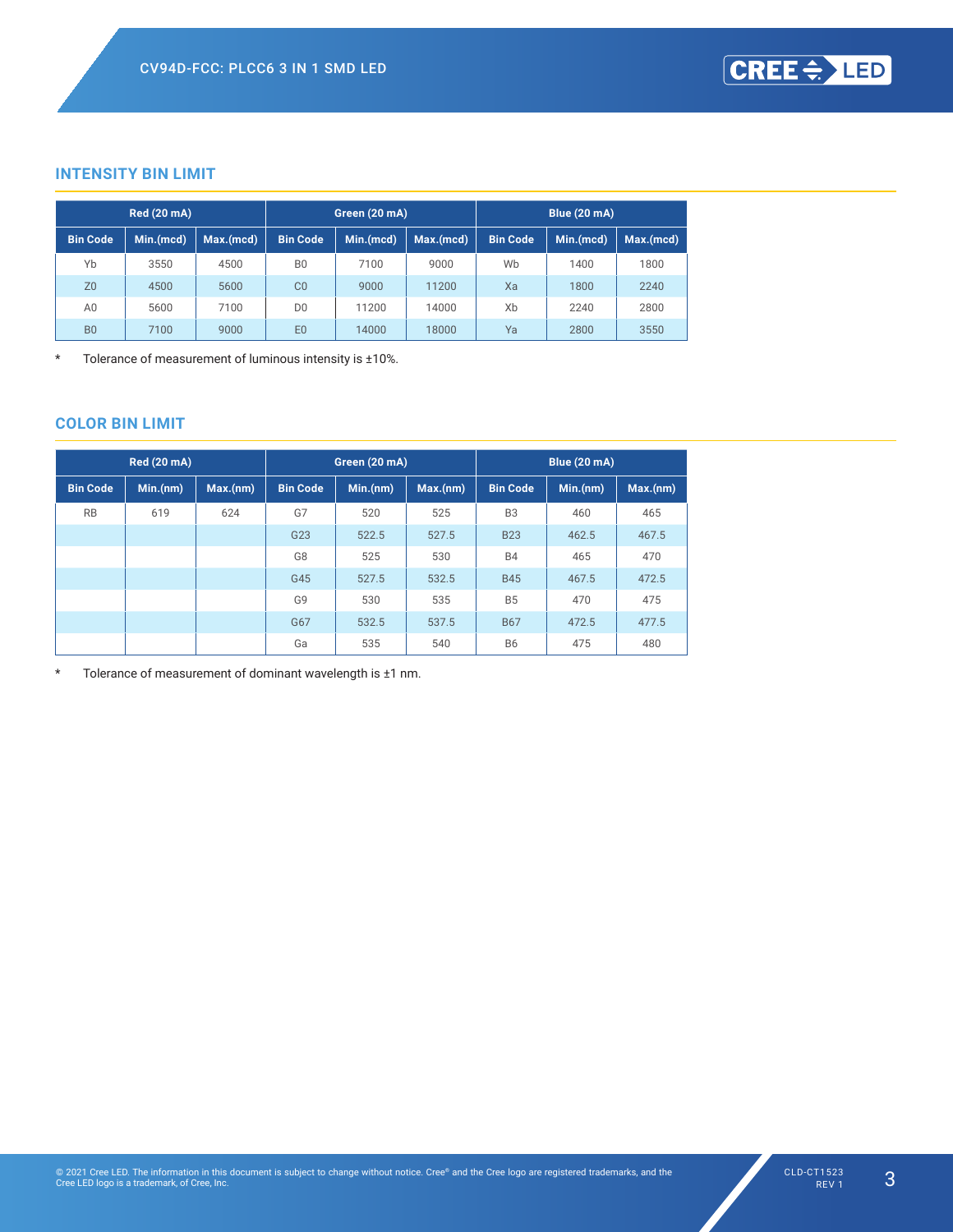## INTENSITY BIN LIMIT

| Red (20 mA) | | | Green (20 mA) | | | Blue (20 mA) | | |
|---|---|---|---|---|---|---|---|---|
| Bin Code | Min.(mcd) | Max.(mcd) | Bin Code | Min.(mcd) | Max.(mcd) | Bin Code | Min.(mcd) | Max.(mcd) |
| Yb | 3550 | 4500 | B0 | 7100 | 9000 | Wb | 1400 | 1800 |
| Z0 | 4500 | 5600 | C0 | 9000 | 11200 | Xa | 1800 | 2240 |
| A0 | 5600 | 7100 | D0 | 11200 | 14000 | Xb | 2240 | 2800 |
| B0 | 7100 | 9000 | E0 | 14000 | 18000 | Ya | 2800 | 3550 |

\* Tolerance of measurement of luminous intensity is ±10%.

## COLOR BIN LIMIT

| Red (20 mA) | | | Green (20 mA) | | | Blue (20 mA) | | |
|---|---|---|---|---|---|---|---|---|
| Bin Code | Min.(nm) | Max.(nm) | Bin Code | Min.(nm) | Max.(nm) | Bin Code | Min.(nm) | Max.(nm) |
| RB | 619 | 624 | G7 | 520 | 525 | B3 | 460 | 465 |
| | | | G23 | 522.5 | 527.5 | B23 | 462.5 | 467.5 |
| | | | G8 | 525 | 530 | B4 | 465 | 470 |
| | | | G45 | 527.5 | 532.5 | B45 | 467.5 | 472.5 |
| | | | G9 | 530 | 535 | B5 | 470 | 475 |
| | | | G67 | 532.5 | 537.5 | B67 | 472.5 | 477.5 |
| | | | Ga | 535 | 540 | B6 | 475 | 480 |

\* Tolerance of measurement of dominant wavelength is ±1 nm.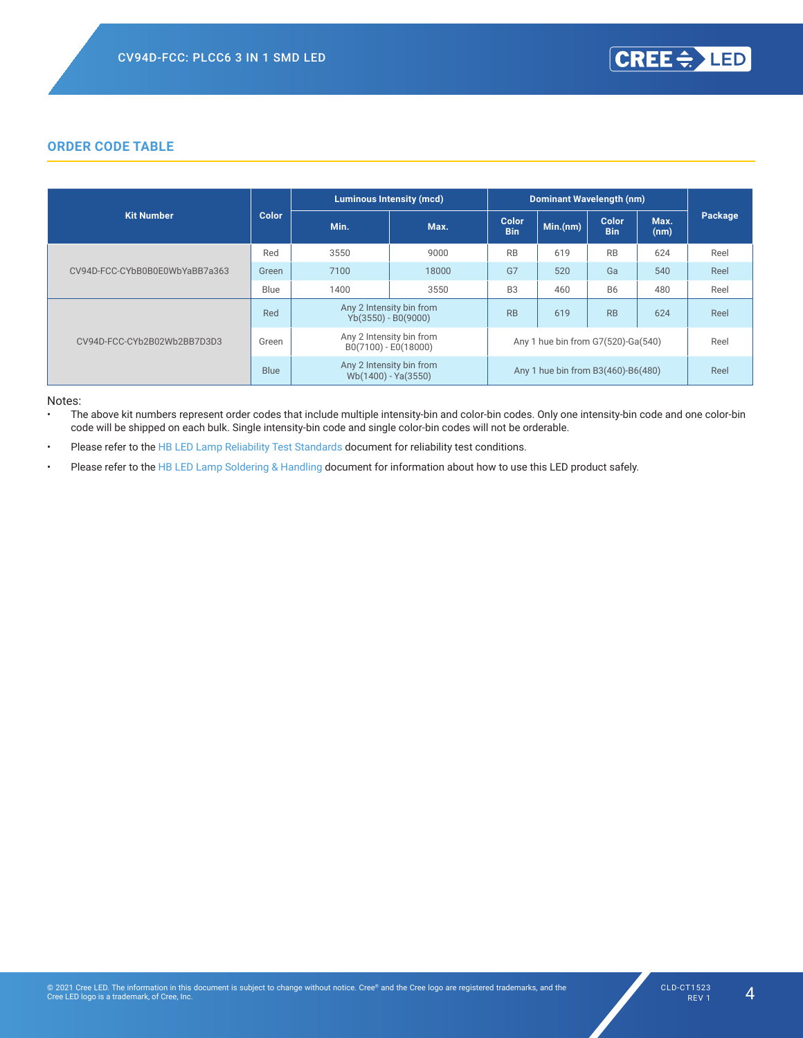## ORDER CODE TABLE

| Kit Number | Color | Luminous Intensity (mcd) | | Dominant Wavelength (nm) | | | | Package |
|---|---|---|---|---|---|---|---|---|
| | | Min. | Max. | Color Bin | Min.(nm) | Color Bin | Max. (nm) | |
| CV94D-FCC-CYbB0B0E0WbYaBB7a363 | Red | 3550 | 9000 | RB | 619 | RB | 624 | Reel |
| | Green | 7100 | 18000 | G7 | 520 | Ga | 540 | Reel |
| | Blue | 1400 | 3550 | B3 | 460 | B6 | 480 | Reel |
| CV94D-FCC-CYb2B02Wb2BB7D3D3 | Red | Any 2 Intensity bin from Yb(3550) - B0(9000) | | RB | 619 | RB | 624 | Reel |
| | Green | Any 2 Intensity bin from B0(7100) - E0(18000) | | Any 1 hue bin from G7(520)-Ga(540) | | | | Reel |
| | Blue | Any 2 Intensity bin from Wb(1400) - Ya(3550) | | Any 1 hue bin from B3(460)-B6(480) | | | | Reel |

Notes:

- The above kit numbers represent order codes that include multiple intensity-bin and color-bin codes. Only one intensity-bin code and one color-bin code will be shipped on each bulk. Single intensity-bin code and single color-bin codes will not be orderable.
- Please refer to the HB LED Lamp Reliability Test Standards document for reliability test conditions.
- Please refer to the HB LED Lamp Soldering & Handling document for information about how to use this LED product safely.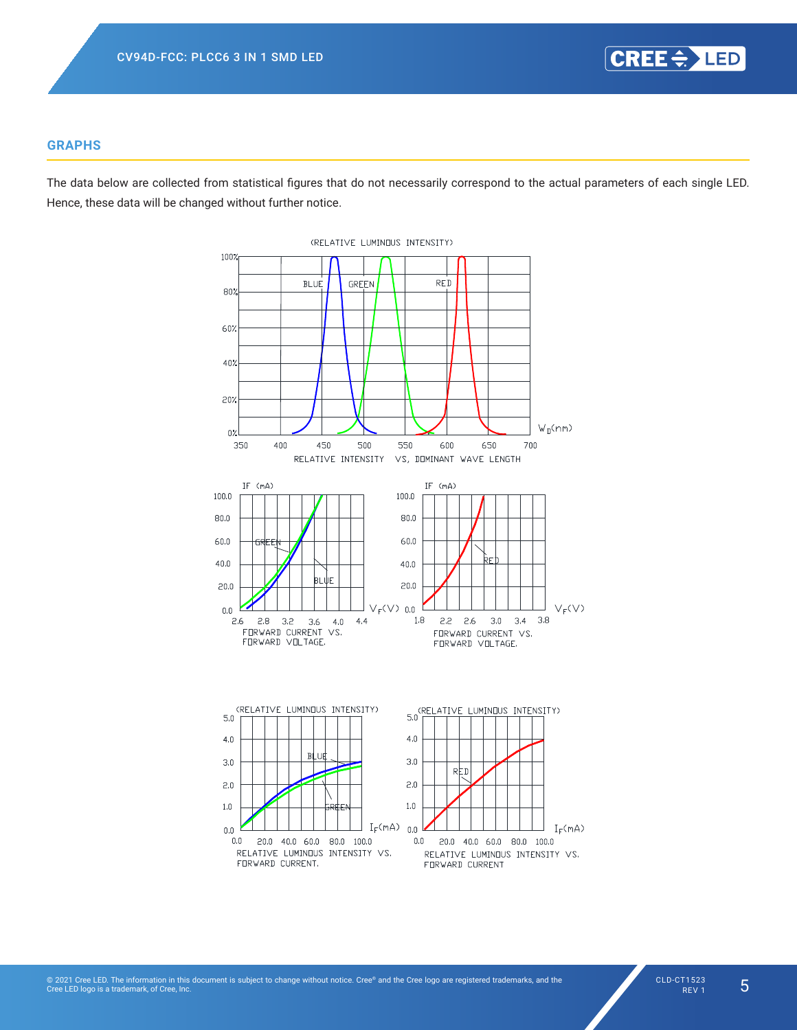## GRAPHS

The data below are collected from statistical figures that do not necessarily correspond to the actual parameters of each single LED. Hence, these data will be changed without further notice.

RELATIVE INTENSITY VS. DOMINANT WAVE LENGTH

FORWARD CURRENT VS. FORWARD VOLTAGE.

FORWARD CURRENT VS. FORWARD VOLTAGE.

RELATIVE LUMINOUS INTENSITY VS. FORWARD CURRENT.

RELATIVE LUMINOUS INTENSITY VS. FORWARD CURRENT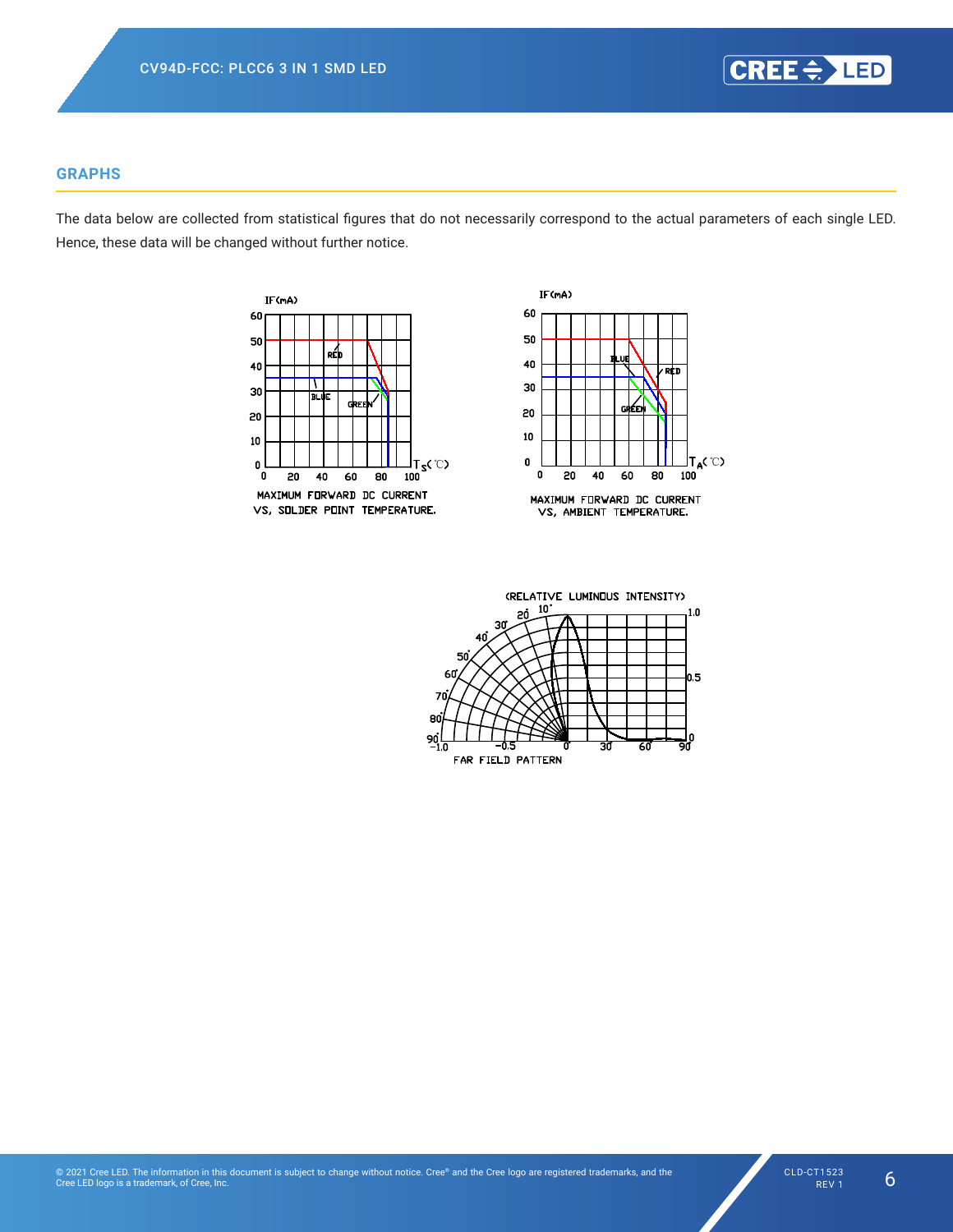## GRAPHS

The data below are collected from statistical figures that do not necessarily correspond to the actual parameters of each single LED. Hence, these data will be changed without further notice.

MAXIMUM FORWARD DC CURRENT VS. SOLDER POINT TEMPERATURE.

MAXIMUM FORWARD DC CURRENT VS. AMBIENT TEMPERATURE.

FAR FIELD PATTERN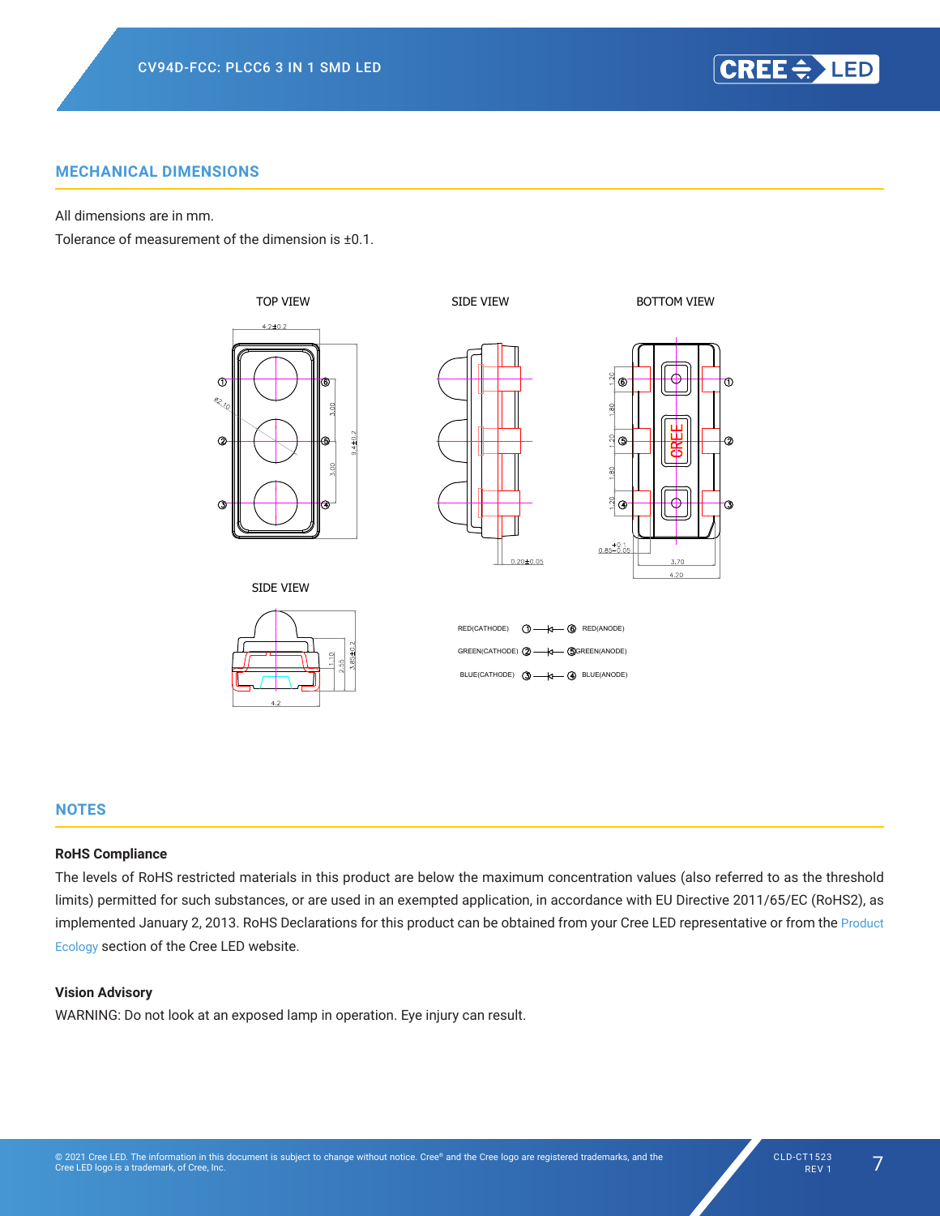## MECHANICAL DIMENSIONS

All dimensions are in mm.

Tolerance of measurement of the dimension is ±0.1.

TOP VIEW

SIDE VIEW

BOTTOM VIEW

SIDE VIEW

RED(CATHODE) ① —▷|— ⑥ RED(ANODE)

GREEN(CATHODE) ② —▷|— ⑤ GREEN(ANODE)

BLUE(CATHODE) ③ —▷|— ④ BLUE(ANODE)

## NOTES

### RoHS Compliance

The levels of RoHS restricted materials in this product are below the maximum concentration values (also referred to as the threshold limits) permitted for such substances, or are used in an exempted application, in accordance with EU Directive 2011/65/EC (RoHS2), as implemented January 2, 2013. RoHS Declarations for this product can be obtained from your Cree LED representative or from the Product Ecology section of the Cree LED website.

### Vision Advisory

WARNING: Do not look at an exposed lamp in operation. Eye injury can result.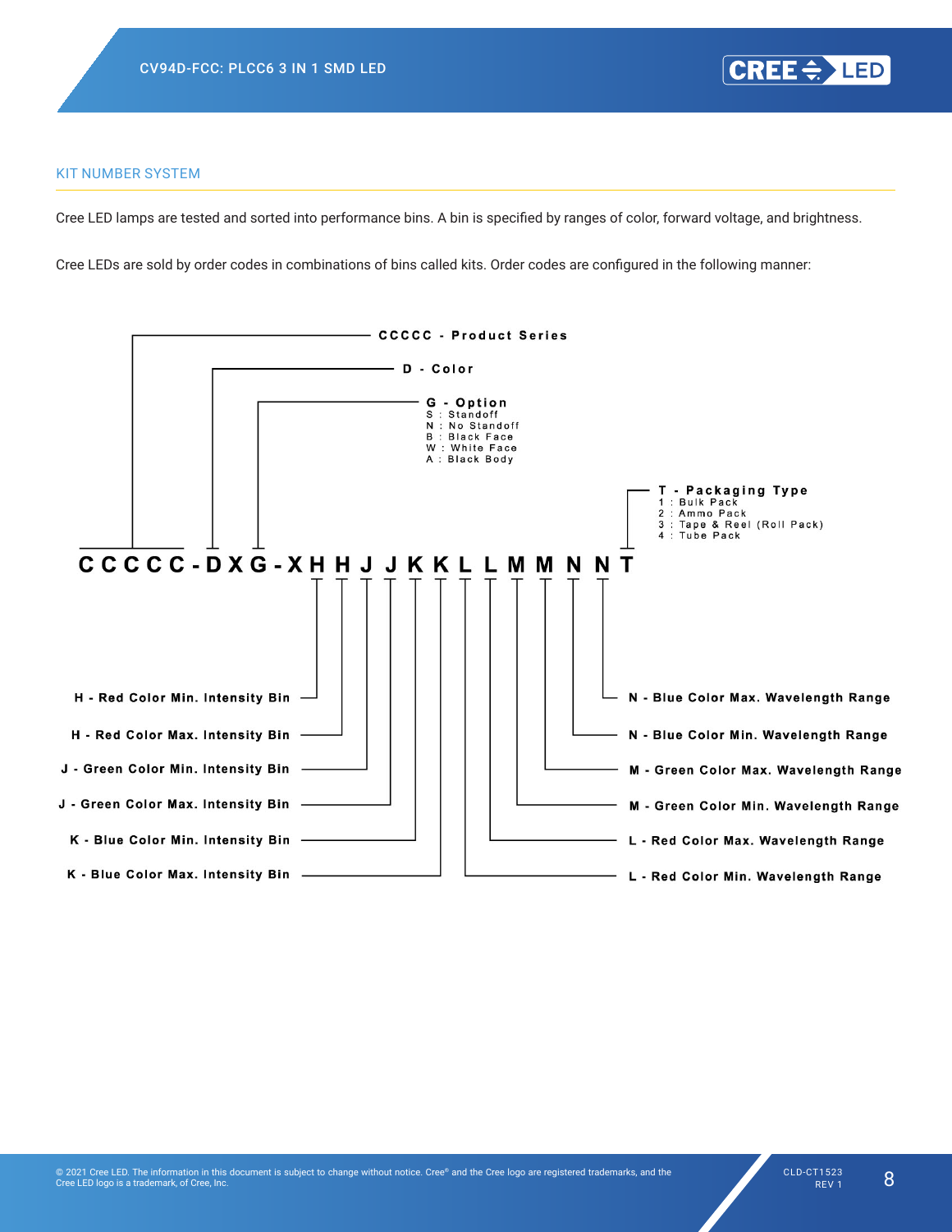## KIT NUMBER SYSTEM

Cree LED lamps are tested and sorted into performance bins. A bin is specified by ranges of color, forward voltage, and brightness.

Cree LEDs are sold by order codes in combinations of bins called kits. Order codes are configured in the following manner:

**CCCCC-DXG-XHHJJKKLLMMNNT**

- **CCCCC - Product Series**
- **D - Color**
- **G - Option**
  - S : Standoff
  - N : No Standoff
  - B : Black Face
  - W : White Face
  - A : Black Body
- **H - Red Color Min. Intensity Bin**
- **H - Red Color Max. Intensity Bin**
- **J - Green Color Min. Intensity Bin**
- **J - Green Color Max. Intensity Bin**
- **K - Blue Color Min. Intensity Bin**
- **K - Blue Color Max. Intensity Bin**
- **L - Red Color Min. Wavelength Range**
- **L - Red Color Max. Wavelength Range**
- **M - Green Color Min. Wavelength Range**
- **M - Green Color Max. Wavelength Range**
- **N - Blue Color Min. Wavelength Range**
- **N - Blue Color Max. Wavelength Range**
- **T - Packaging Type**
  - 1 : Bulk Pack
  - 2 : Ammo Pack
  - 3 : Tape & Reel (Roll Pack)
  - 4 : Tube Pack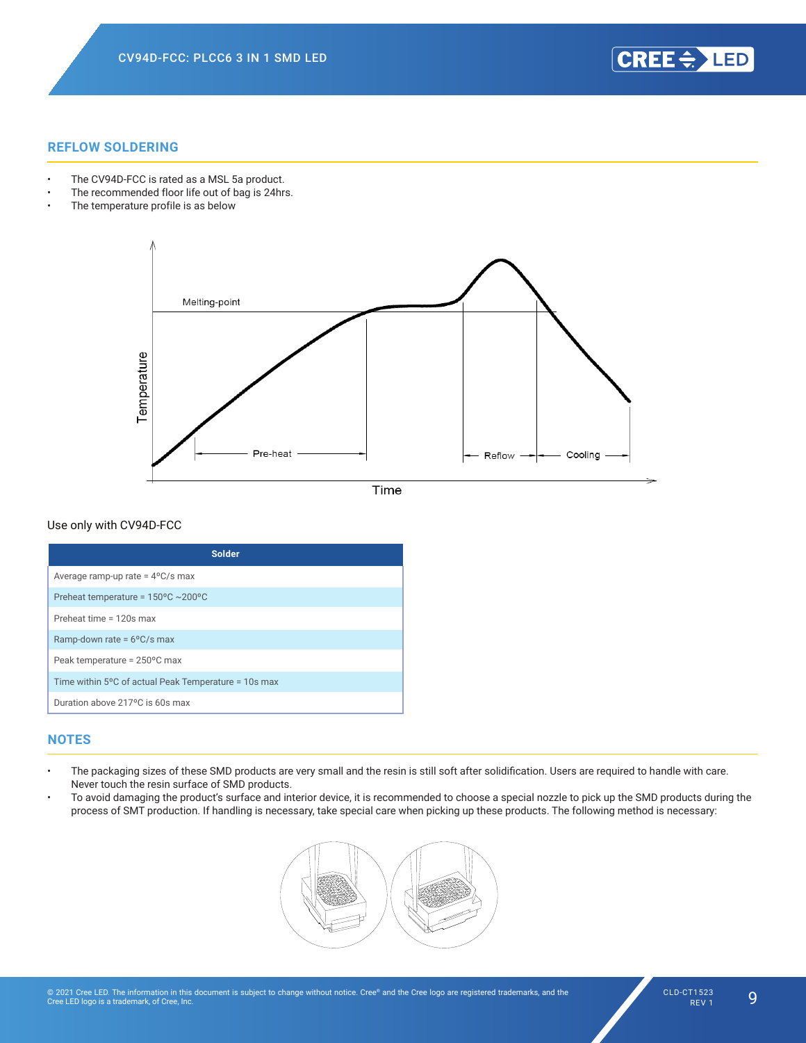## REFLOW SOLDERING

- The CV94D-FCC is rated as a MSL 5a product.
- The recommended floor life out of bag is 24hrs.
- The temperature profile is as below

Use only with CV94D-FCC

| Solder |
|---|
| Average ramp-up rate = 4ºC/s max |
| Preheat temperature = 150ºC ~200ºC |
| Preheat time = 120s max |
| Ramp-down rate = 6ºC/s max |
| Peak temperature = 250ºC max |
| Time within 5ºC of actual Peak Temperature = 10s max |
| Duration above 217ºC is 60s max |

## NOTES

- The packaging sizes of these SMD products are very small and the resin is still soft after solidification. Users are required to handle with care. Never touch the resin surface of SMD products.
- To avoid damaging the product's surface and interior device, it is recommended to choose a special nozzle to pick up the SMD products during the process of SMT production. If handling is necessary, take special care when picking up these products. The following method is necessary: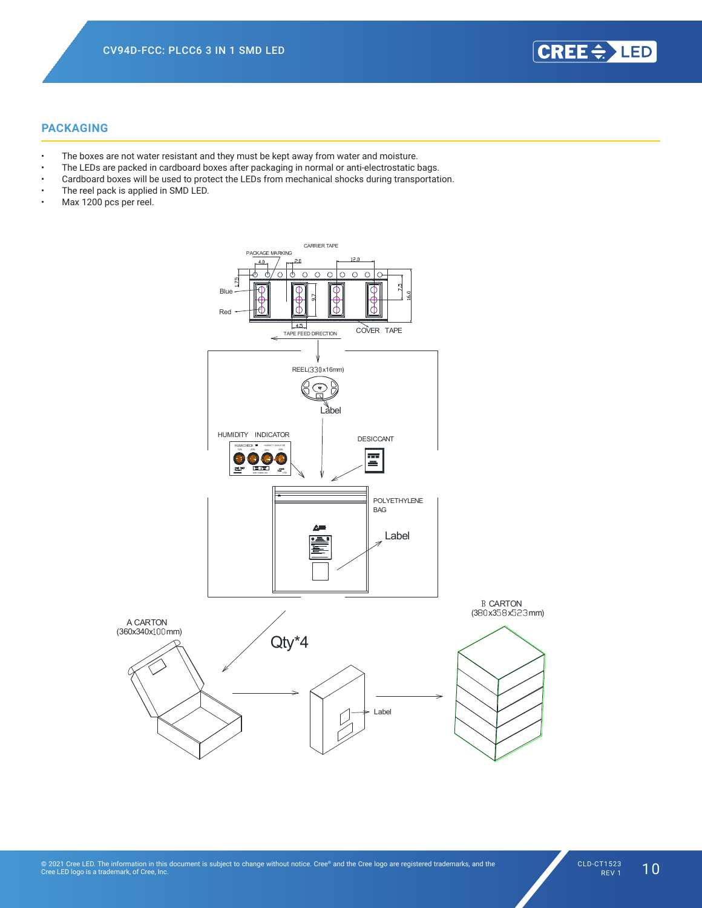## PACKAGING

- The boxes are not water resistant and they must be kept away from water and moisture.
- The LEDs are packed in cardboard boxes after packaging in normal or anti-electrostatic bags.
- Cardboard boxes will be used to protect the LEDs from mechanical shocks during transportation.
- The reel pack is applied in SMD LED.
- Max 1200 pcs per reel.

CARRIER TAPE

PACKAGE MARKING

4.0

2.0

12.0

1.75

Blue

Red

9.7

7.5

16.0

4.5

TAPE FEED DIRECTION

COVER TAPE

REEL(330x16mm)

Label

HUMIDITY INDICATOR

DESICCANT

POLYETHYLENE BAG

Label

A CARTON (360x340x100mm)

Qty*4

B CARTON (380x358x523mm)

Label